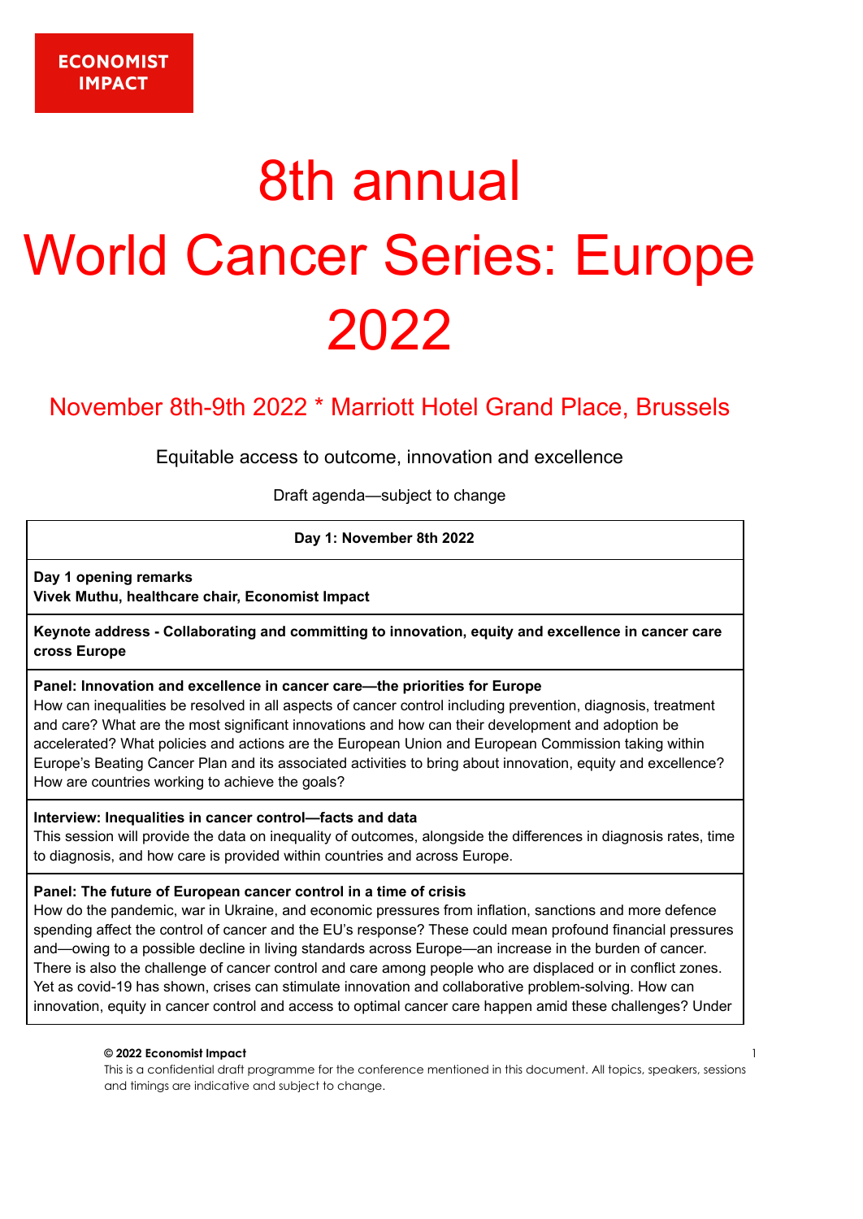ECONOMIST IMPACT

# 8th annual World Cancer Series: Europe 2022

## November 8th-9th 2022 * Marriott Hotel Grand Place, Brussels

Equitable access to outcome, innovation and excellence

Draft agenda—subject to change

| Day 1: November 8th 2022 |
|---|
| **Day 1 opening remarks**<br>**Vivek Muthu, healthcare chair, Economist Impact** |
| **Keynote address - Collaborating and committing to innovation, equity and excellence in cancer care cross Europe** |
| **Panel: Innovation and excellence in cancer care—the priorities for Europe**<br>How can inequalities be resolved in all aspects of cancer control including prevention, diagnosis, treatment and care? What are the most significant innovations and how can their development and adoption be accelerated? What policies and actions are the European Union and European Commission taking within Europe's Beating Cancer Plan and its associated activities to bring about innovation, equity and excellence? How are countries working to achieve the goals? |
| **Interview: Inequalities in cancer control—facts and data**<br>This session will provide the data on inequality of outcomes, alongside the differences in diagnosis rates, time to diagnosis, and how care is provided within countries and across Europe. |
| **Panel: The future of European cancer control in a time of crisis**<br>How do the pandemic, war in Ukraine, and economic pressures from inflation, sanctions and more defence spending affect the control of cancer and the EU's response? These could mean profound financial pressures and—owing to a possible decline in living standards across Europe—an increase in the burden of cancer. There is also the challenge of cancer control and care among people who are displaced or in conflict zones. Yet as covid-19 has shown, crises can stimulate innovation and collaborative problem-solving. How can innovation, equity in cancer control and access to optimal cancer care happen amid these challenges? Under |

**© 2022 Economist Impact**
This is a confidential draft programme for the conference mentioned in this document. All topics, speakers, sessions and timings are indicative and subject to change.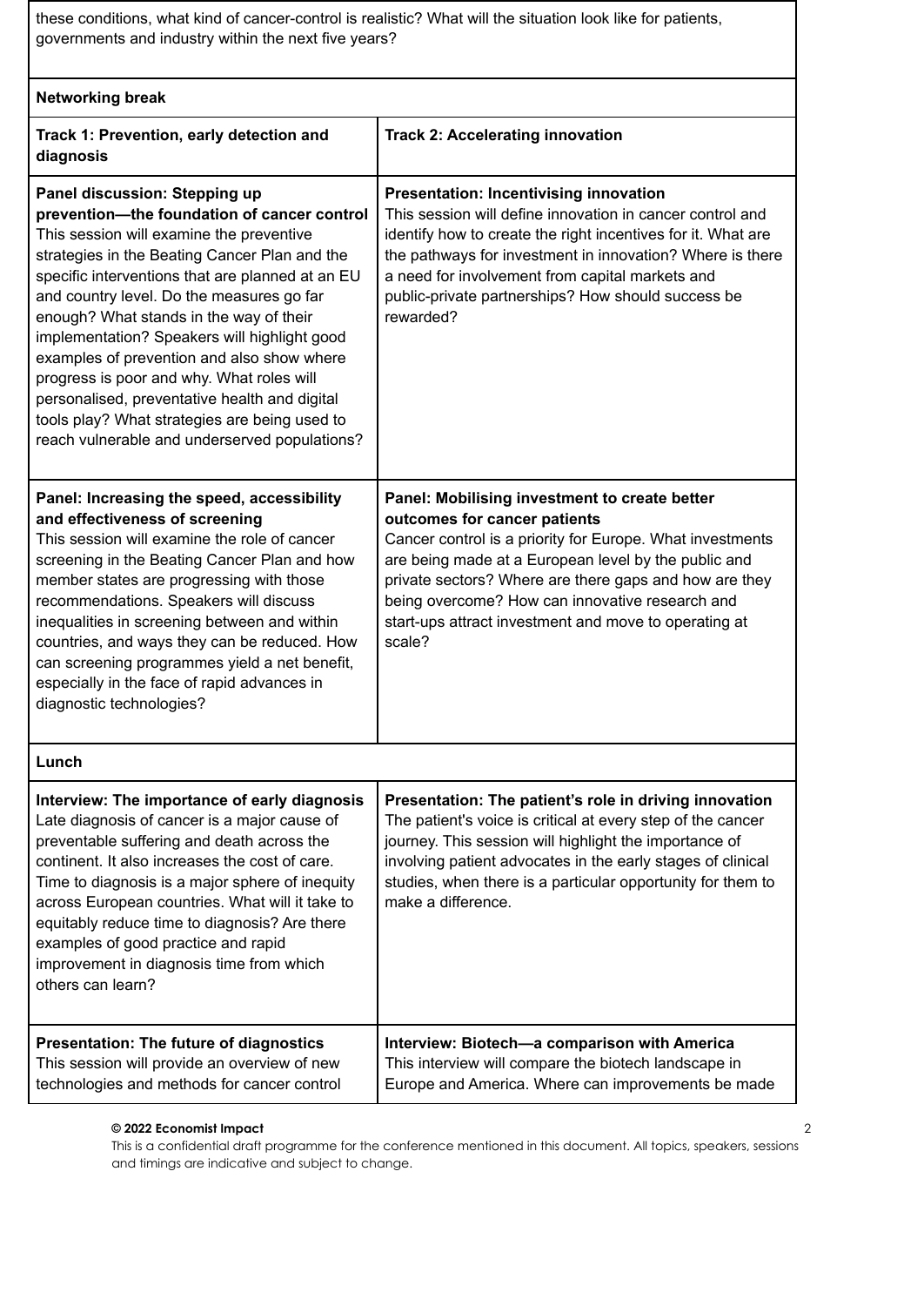these conditions, what kind of cancer-control is realistic? What will the situation look like for patients, governments and industry within the next five years?

| | |
|---|---|
| **Networking break** | |
| **Track 1: Prevention, early detection and diagnosis** | **Track 2: Accelerating innovation** |
| **Panel discussion: Stepping up prevention—the foundation of cancer control** This session will examine the preventive strategies in the Beating Cancer Plan and the specific interventions that are planned at an EU and country level. Do the measures go far enough? What stands in the way of their implementation? Speakers will highlight good examples of prevention and also show where progress is poor and why. What roles will personalised, preventative health and digital tools play? What strategies are being used to reach vulnerable and underserved populations? | **Presentation: Incentivising innovation** This session will define innovation in cancer control and identify how to create the right incentives for it. What are the pathways for investment in innovation? Where is there a need for involvement from capital markets and public-private partnerships? How should success be rewarded? |
| **Panel: Increasing the speed, accessibility and effectiveness of screening** This session will examine the role of cancer screening in the Beating Cancer Plan and how member states are progressing with those recommendations. Speakers will discuss inequalities in screening between and within countries, and ways they can be reduced. How can screening programmes yield a net benefit, especially in the face of rapid advances in diagnostic technologies? | **Panel: Mobilising investment to create better outcomes for cancer patients** Cancer control is a priority for Europe. What investments are being made at a European level by the public and private sectors? Where are there gaps and how are they being overcome? How can innovative research and start-ups attract investment and move to operating at scale? |
| **Lunch** | |
| **Interview: The importance of early diagnosis** Late diagnosis of cancer is a major cause of preventable suffering and death across the continent. It also increases the cost of care. Time to diagnosis is a major sphere of inequity across European countries. What will it take to equitably reduce time to diagnosis? Are there examples of good practice and rapid improvement in diagnosis time from which others can learn? | **Presentation: The patient's role in driving innovation** The patient's voice is critical at every step of the cancer journey. This session will highlight the importance of involving patient advocates in the early stages of clinical studies, when there is a particular opportunity for them to make a difference. |
| **Presentation: The future of diagnostics** This session will provide an overview of new technologies and methods for cancer control | **Interview: Biotech—a comparison with America** This interview will compare the biotech landscape in Europe and America. Where can improvements be made |

**© 2022 Economist Impact**
This is a confidential draft programme for the conference mentioned in this document. All topics, speakers, sessions and timings are indicative and subject to change.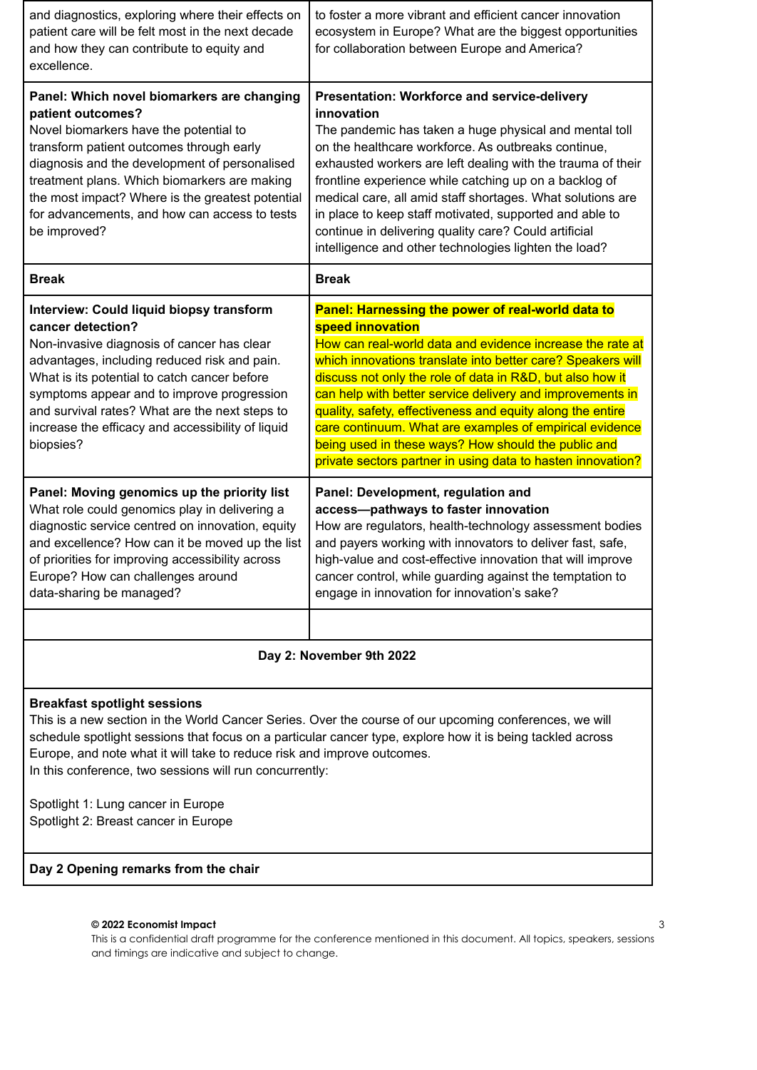| | |
|---|---|
| and diagnostics, exploring where their effects on patient care will be felt most in the next decade and how they can contribute to equity and excellence. | to foster a more vibrant and efficient cancer innovation ecosystem in Europe? What are the biggest opportunities for collaboration between Europe and America? |
| **Panel: Which novel biomarkers are changing patient outcomes?** Novel biomarkers have the potential to transform patient outcomes through early diagnosis and the development of personalised treatment plans. Which biomarkers are making the most impact? Where is the greatest potential for advancements, and how can access to tests be improved? | **Presentation: Workforce and service-delivery innovation** The pandemic has taken a huge physical and mental toll on the healthcare workforce. As outbreaks continue, exhausted workers are left dealing with the trauma of their frontline experience while catching up on a backlog of medical care, all amid staff shortages. What solutions are in place to keep staff motivated, supported and able to continue in delivering quality care? Could artificial intelligence and other technologies lighten the load? |
| **Break** | **Break** |
| **Interview: Could liquid biopsy transform cancer detection?** Non-invasive diagnosis of cancer has clear advantages, including reduced risk and pain. What is its potential to catch cancer before symptoms appear and to improve progression and survival rates? What are the next steps to increase the efficacy and accessibility of liquid biopsies? | **Panel: Harnessing the power of real-world data to speed innovation** How can real-world data and evidence increase the rate at which innovations translate into better care? Speakers will discuss not only the role of data in R&D, but also how it can help with better service delivery and improvements in quality, safety, effectiveness and equity along the entire care continuum. What are examples of empirical evidence being used in these ways? How should the public and private sectors partner in using data to hasten innovation? |
| **Panel: Moving genomics up the priority list** What role could genomics play in delivering a diagnostic service centred on innovation, equity and excellence? How can it be moved up the list of priorities for improving accessibility across Europe? How can challenges around data-sharing be managed? | **Panel: Development, regulation and access—pathways to faster innovation** How are regulators, health-technology assessment bodies and payers working with innovators to deliver fast, safe, high-value and cost-effective innovation that will improve cancer control, while guarding against the temptation to engage in innovation for innovation's sake? |
| | |

**Day 2: November 9th 2022**

**Breakfast spotlight sessions**

This is a new section in the World Cancer Series. Over the course of our upcoming conferences, we will schedule spotlight sessions that focus on a particular cancer type, explore how it is being tackled across Europe, and note what it will take to reduce risk and improve outcomes.

In this conference, two sessions will run concurrently:

Spotlight 1: Lung cancer in Europe

Spotlight 2: Breast cancer in Europe

**Day 2 Opening remarks from the chair**

**© 2022 Economist Impact**

This is a confidential draft programme for the conference mentioned in this document. All topics, speakers, sessions and timings are indicative and subject to change.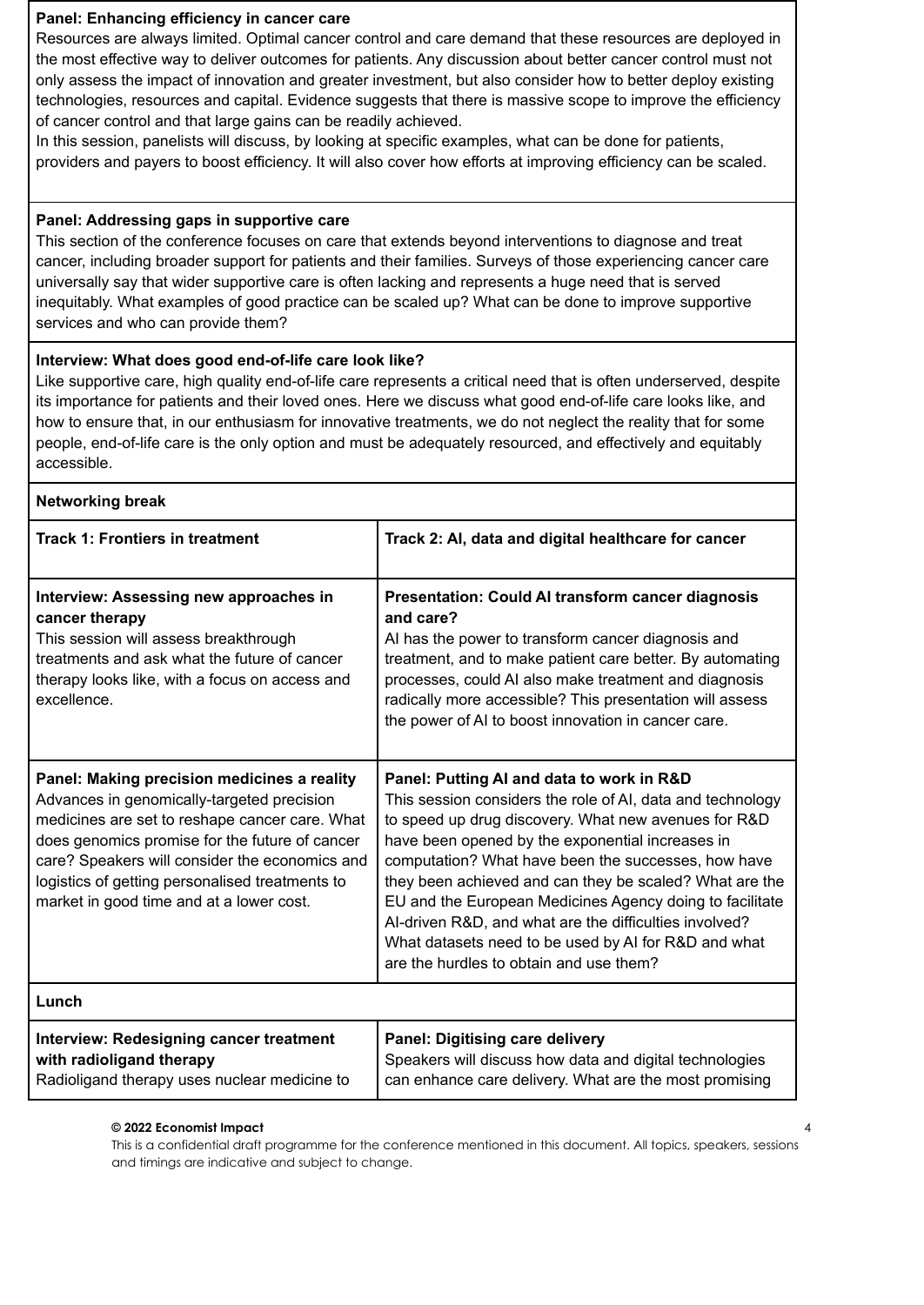**Panel: Enhancing efficiency in cancer care**

Resources are always limited. Optimal cancer control and care demand that these resources are deployed in the most effective way to deliver outcomes for patients. Any discussion about better cancer control must not only assess the impact of innovation and greater investment, but also consider how to better deploy existing technologies, resources and capital. Evidence suggests that there is massive scope to improve the efficiency of cancer control and that large gains can be readily achieved.

In this session, panelists will discuss, by looking at specific examples, what can be done for patients, providers and payers to boost efficiency. It will also cover how efforts at improving efficiency can be scaled.

**Panel: Addressing gaps in supportive care**

This section of the conference focuses on care that extends beyond interventions to diagnose and treat cancer, including broader support for patients and their families. Surveys of those experiencing cancer care universally say that wider supportive care is often lacking and represents a huge need that is served inequitably. What examples of good practice can be scaled up? What can be done to improve supportive services and who can provide them?

**Interview: What does good end-of-life care look like?**

Like supportive care, high quality end-of-life care represents a critical need that is often underserved, despite its importance for patients and their loved ones. Here we discuss what good end-of-life care looks like, and how to ensure that, in our enthusiasm for innovative treatments, we do not neglect the reality that for some people, end-of-life care is the only option and must be adequately resourced, and effectively and equitably accessible.

**Networking break**

| **Track 1: Frontiers in treatment** | **Track 2: AI, data and digital healthcare for cancer** |
|---|---|
| **Interview: Assessing new approaches in cancer therapy** This session will assess breakthrough treatments and ask what the future of cancer therapy looks like, with a focus on access and excellence. | **Presentation: Could AI transform cancer diagnosis and care?** AI has the power to transform cancer diagnosis and treatment, and to make patient care better. By automating processes, could AI also make treatment and diagnosis radically more accessible? This presentation will assess the power of AI to boost innovation in cancer care. |
| **Panel: Making precision medicines a reality** Advances in genomically-targeted precision medicines are set to reshape cancer care. What does genomics promise for the future of cancer care? Speakers will consider the economics and logistics of getting personalised treatments to market in good time and at a lower cost. | **Panel: Putting AI and data to work in R&D** This session considers the role of AI, data and technology to speed up drug discovery. What new avenues for R&D have been opened by the exponential increases in computation? What have been the successes, how have they been achieved and can they be scaled? What are the EU and the European Medicines Agency doing to facilitate AI-driven R&D, and what are the difficulties involved? What datasets need to be used by AI for R&D and what are the hurdles to obtain and use them? |
| **Lunch** | |
| **Interview: Redesigning cancer treatment with radioligand therapy** Radioligand therapy uses nuclear medicine to | **Panel: Digitising care delivery** Speakers will discuss how data and digital technologies can enhance care delivery. What are the most promising |

**© 2022 Economist Impact**

This is a confidential draft programme for the conference mentioned in this document. All topics, speakers, sessions and timings are indicative and subject to change.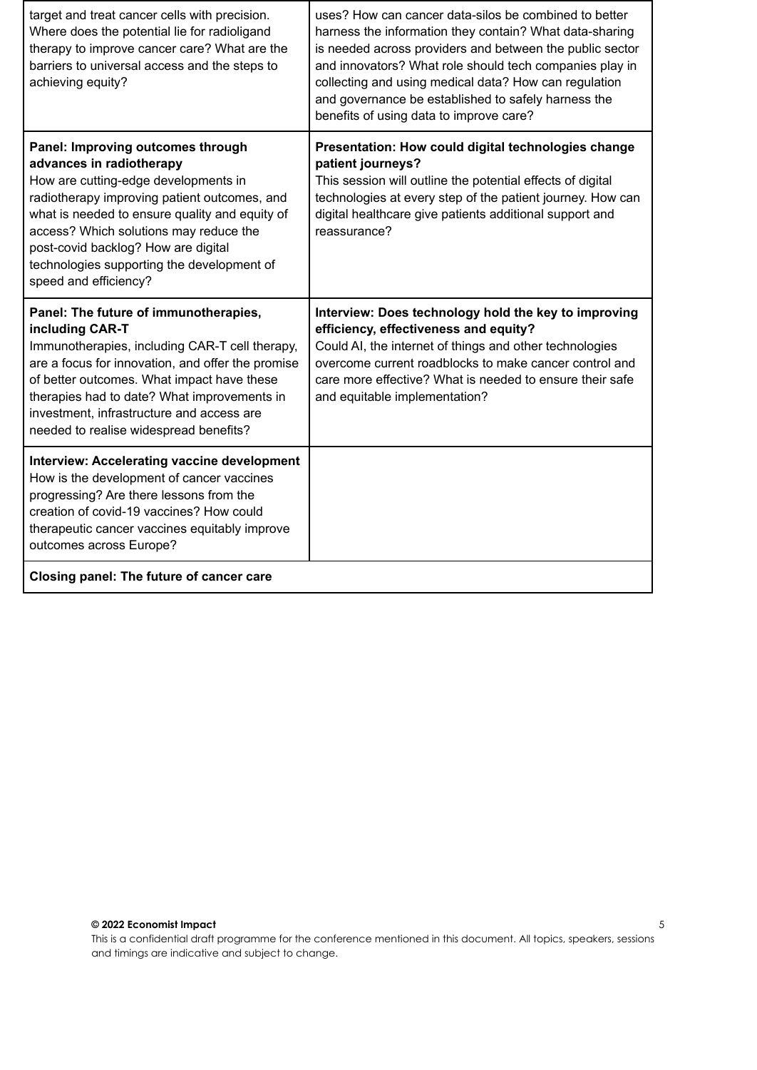| | |
|---|---|
| target and treat cancer cells with precision. Where does the potential lie for radioligand therapy to improve cancer care? What are the barriers to universal access and the steps to achieving equity? | uses? How can cancer data-silos be combined to better harness the information they contain? What data-sharing is needed across providers and between the public sector and innovators? What role should tech companies play in collecting and using medical data? How can regulation and governance be established to safely harness the benefits of using data to improve care? |
| **Panel: Improving outcomes through advances in radiotherapy**<br>How are cutting-edge developments in radiotherapy improving patient outcomes, and what is needed to ensure quality and equity of access? Which solutions may reduce the post-covid backlog? How are digital technologies supporting the development of speed and efficiency? | **Presentation: How could digital technologies change patient journeys?**<br>This session will outline the potential effects of digital technologies at every step of the patient journey. How can digital healthcare give patients additional support and reassurance? |
| **Panel: The future of immunotherapies, including CAR-T**<br>Immunotherapies, including CAR-T cell therapy, are a focus for innovation, and offer the promise of better outcomes. What impact have these therapies had to date? What improvements in investment, infrastructure and access are needed to realise widespread benefits? | **Interview: Does technology hold the key to improving efficiency, effectiveness and equity?**<br>Could AI, the internet of things and other technologies overcome current roadblocks to make cancer control and care more effective? What is needed to ensure their safe and equitable implementation? |
| **Interview: Accelerating vaccine development**<br>How is the development of cancer vaccines progressing? Are there lessons from the creation of covid-19 vaccines? How could therapeutic cancer vaccines equitably improve outcomes across Europe? | |
| **Closing panel: The future of cancer care** | |

**© 2022 Economist Impact**

This is a confidential draft programme for the conference mentioned in this document. All topics, speakers, sessions and timings are indicative and subject to change.